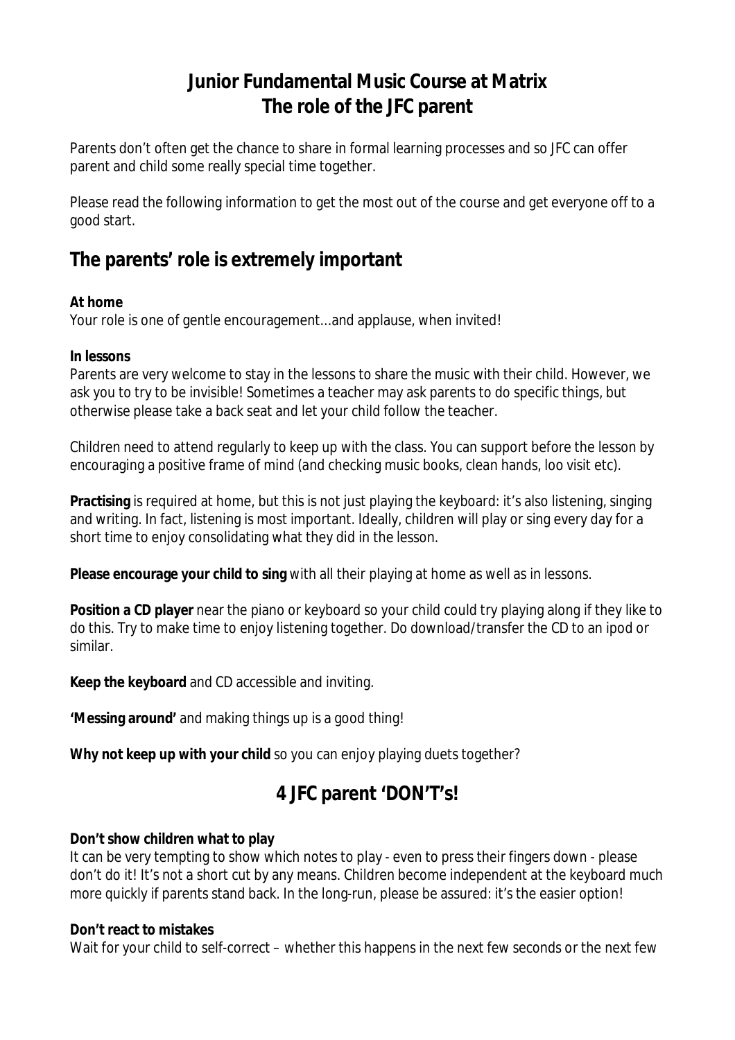# Junior Fundamental Music Course at Matrix
# The role of the JFC parent

Parents don't often get the chance to share in formal learning processes and so JFC can offer parent and child some really special time together.

Please read the following information to get the most out of the course and get everyone off to a good start.

## The parents' role is extremely important

**At home**
Your role is one of gentle encouragement…and applause, when invited!

**In lessons**
Parents are very welcome to stay in the lessons to share the music with their child. However, we ask you to try to be invisible! Sometimes a teacher may ask parents to do specific things, but otherwise please take a back seat and let your child follow the teacher.

Children need to attend regularly to keep up with the class. You can support before the lesson by encouraging a positive frame of mind (and checking music books, clean hands, loo visit etc).

**Practising** is required at home, but this is not just playing the keyboard: it's also listening, singing and writing. In fact, listening is most important. Ideally, children will play or sing every day for a short time to enjoy consolidating what they did in the lesson.

**Please encourage your child to sing** with all their playing at home as well as in lessons.

**Position a CD player** near the piano or keyboard so your child could try playing along if they like to do this. Try to make time to enjoy listening together. Do download/transfer the CD to an ipod or similar.

**Keep the keyboard** and CD accessible and inviting.

**'Messing around'** and making things up is a good thing!

**Why not keep up with your child** so you can enjoy playing duets together?

## 4 JFC parent 'DON'T's!

**Don't show children what to play**
It can be very tempting to show which notes to play - even to press their fingers down - please don't do it! It's not a short cut by any means. Children become independent at the keyboard much more quickly if parents stand back. In the long-run, please be assured: it's the easier option!

**Don't react to mistakes**
Wait for your child to self-correct – whether this happens in the next few seconds or the next few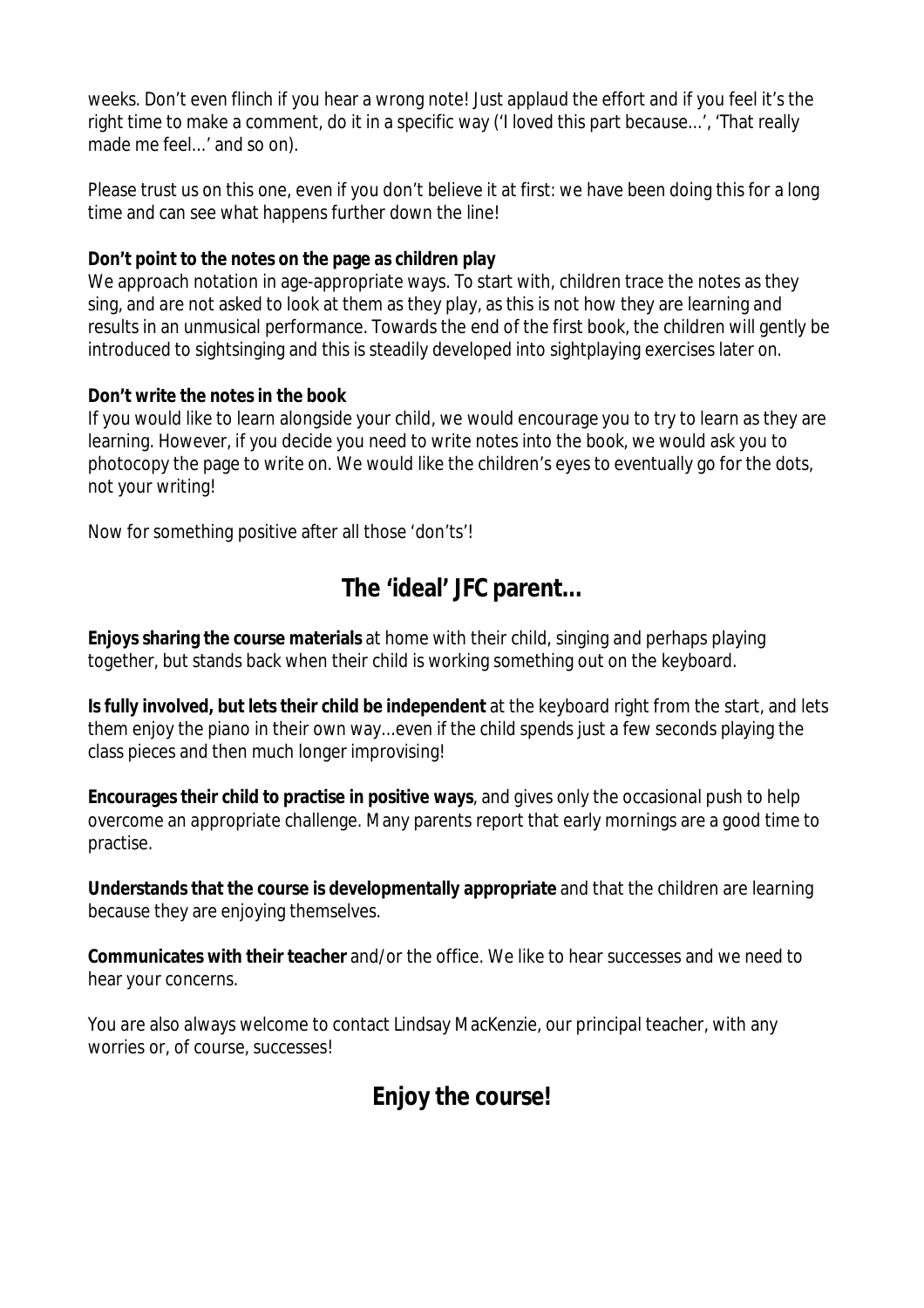weeks. Don't even flinch if you hear a wrong note! Just applaud the effort and if you feel it's the right time to make a comment, do it in a specific way ('I loved this part because…', 'That really made me feel…' and so on).

Please trust us on this one, even if you don't believe it at first: we have been doing this for a long time and can see what happens further down the line!

**Don't point to the notes on the page as children play**
We approach notation in age-appropriate ways. To start with, children trace the notes as they sing, and are not asked to look at them as they play, as this is not how they are learning and results in an unmusical performance. Towards the end of the first book, the children will gently be introduced to sightsinging and this is steadily developed into sightplaying exercises later on.

**Don't write the notes in the book**
If you would like to learn alongside your child, we would encourage you to try to learn as they are learning. However, if you decide you need to write notes into the book, we would ask you to photocopy the page to write on. We would like the children's eyes to eventually go for the dots, not your writing!

Now for something positive after all those 'don'ts'!

## The 'ideal' JFC parent…

**Enjoys sharing the course materials** at home with their child, singing and perhaps playing together, but stands back when their child is working something out on the keyboard.

**Is fully involved, but lets their child be independent** at the keyboard right from the start, and lets them enjoy the piano in their own way…even if the child spends just a few seconds playing the class pieces and then much longer improvising!

**Encourages their child to practise in positive ways**, and gives only the occasional push to help overcome an appropriate challenge. Many parents report that early mornings are a good time to practise.

**Understands that the course is developmentally appropriate** and that the children are learning because they are enjoying themselves.

**Communicates with their teacher** and/or the office. We like to hear successes and we need to hear your concerns.

You are also always welcome to contact Lindsay MacKenzie, our principal teacher, with any worries or, of course, successes!

## Enjoy the course!